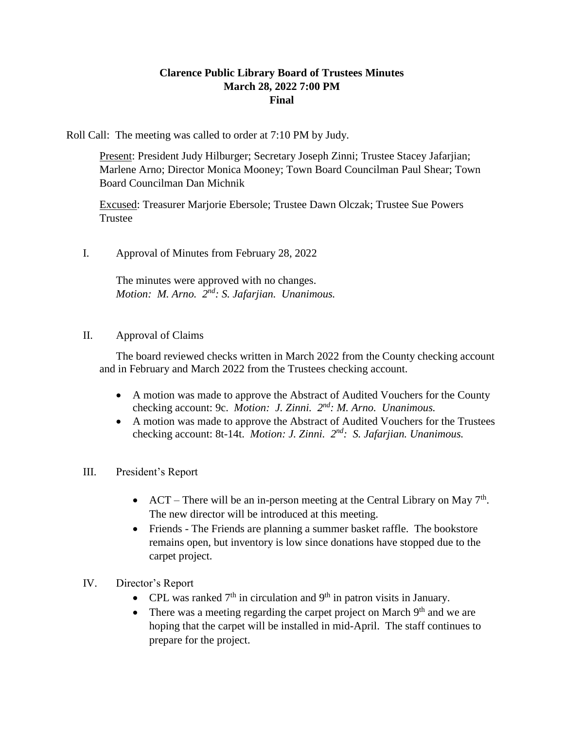# Clarence Public Library Board of Trustees Minutes
## March 28, 2022 7:00 PM
## Final

Roll Call: The meeting was called to order at 7:10 PM by Judy.

<u>Present</u>: President Judy Hilburger; Secretary Joseph Zinni; Trustee Stacey Jafarjian; Marlene Arno; Director Monica Mooney; Town Board Councilman Paul Shear; Town Board Councilman Dan Michnik

<u>Excused</u>: Treasurer Marjorie Ebersole; Trustee Dawn Olczak; Trustee Sue Powers Trustee

I. Approval of Minutes from February 28, 2022

The minutes were approved with no changes.
*Motion: M. Arno. 2nd: S. Jafarjian. Unanimous.*

II. Approval of Claims

The board reviewed checks written in March 2022 from the County checking account and in February and March 2022 from the Trustees checking account.

- A motion was made to approve the Abstract of Audited Vouchers for the County checking account: 9c. *Motion: J. Zinni. 2nd: M. Arno. Unanimous.*
- A motion was made to approve the Abstract of Audited Vouchers for the Trustees checking account: 8t-14t. *Motion: J. Zinni. 2nd: S. Jafarjian. Unanimous.*

III. President's Report

- ACT – There will be an in-person meeting at the Central Library on May 7th. The new director will be introduced at this meeting.
- Friends - The Friends are planning a summer basket raffle. The bookstore remains open, but inventory is low since donations have stopped due to the carpet project.

IV. Director's Report

- CPL was ranked 7th in circulation and 9th in patron visits in January.
- There was a meeting regarding the carpet project on March 9th and we are hoping that the carpet will be installed in mid-April. The staff continues to prepare for the project.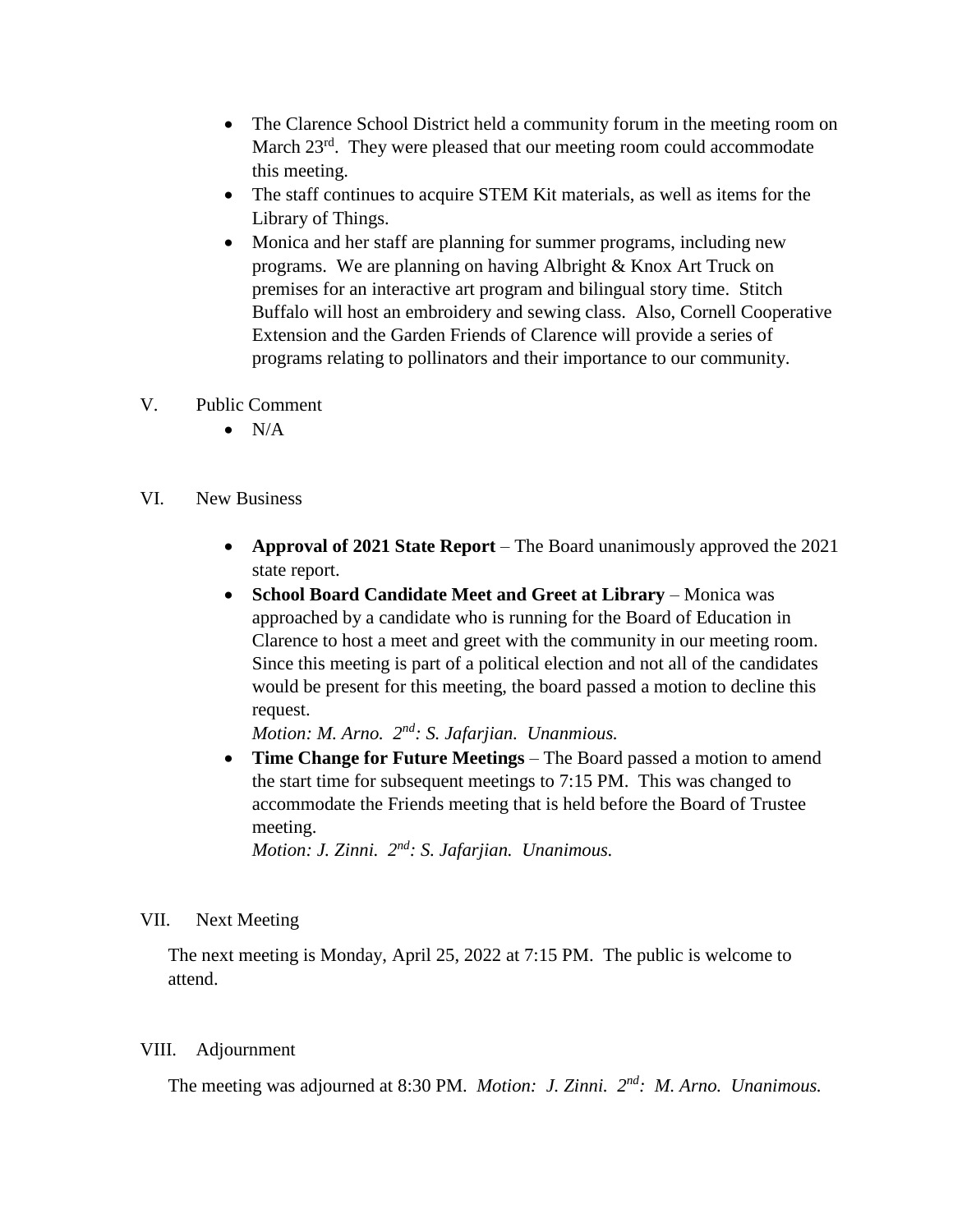- The Clarence School District held a community forum in the meeting room on March 23rd. They were pleased that our meeting room could accommodate this meeting.
- The staff continues to acquire STEM Kit materials, as well as items for the Library of Things.
- Monica and her staff are planning for summer programs, including new programs. We are planning on having Albright & Knox Art Truck on premises for an interactive art program and bilingual story time. Stitch Buffalo will host an embroidery and sewing class. Also, Cornell Cooperative Extension and the Garden Friends of Clarence will provide a series of programs relating to pollinators and their importance to our community.

V. Public Comment

- N/A

VI. New Business

- **Approval of 2021 State Report** – The Board unanimously approved the 2021 state report.
- **School Board Candidate Meet and Greet at Library** – Monica was approached by a candidate who is running for the Board of Education in Clarence to host a meet and greet with the community in our meeting room. Since this meeting is part of a political election and not all of the candidates would be present for this meeting, the board passed a motion to decline this request.
  *Motion: M. Arno. 2nd: S. Jafarjian. Unanmious.*
- **Time Change for Future Meetings** – The Board passed a motion to amend the start time for subsequent meetings to 7:15 PM. This was changed to accommodate the Friends meeting that is held before the Board of Trustee meeting.
  *Motion: J. Zinni. 2nd: S. Jafarjian. Unanimous.*

VII. Next Meeting

The next meeting is Monday, April 25, 2022 at 7:15 PM. The public is welcome to attend.

VIII. Adjournment

The meeting was adjourned at 8:30 PM. *Motion: J. Zinni. 2nd: M. Arno. Unanimous.*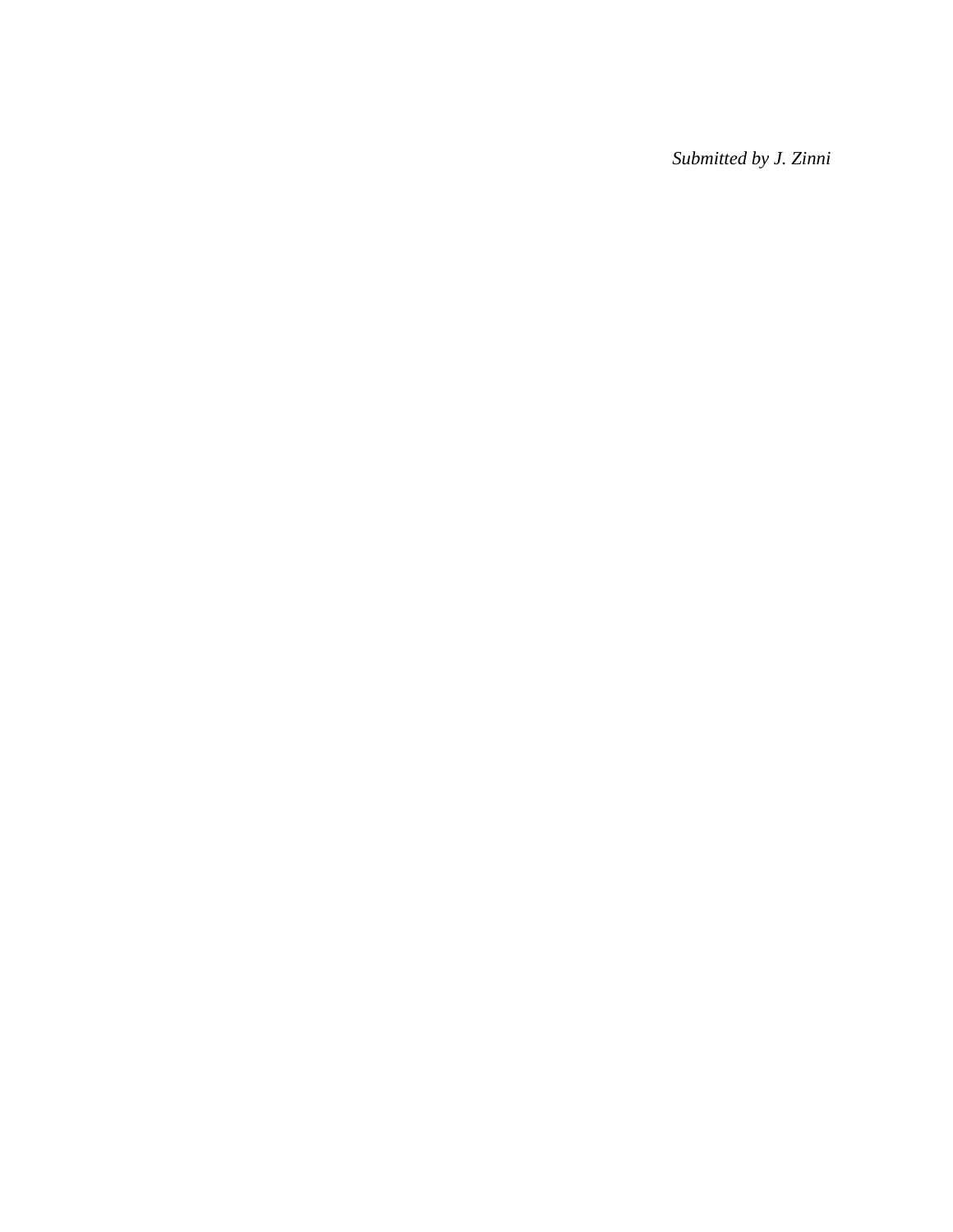*Submitted by J. Zinni*